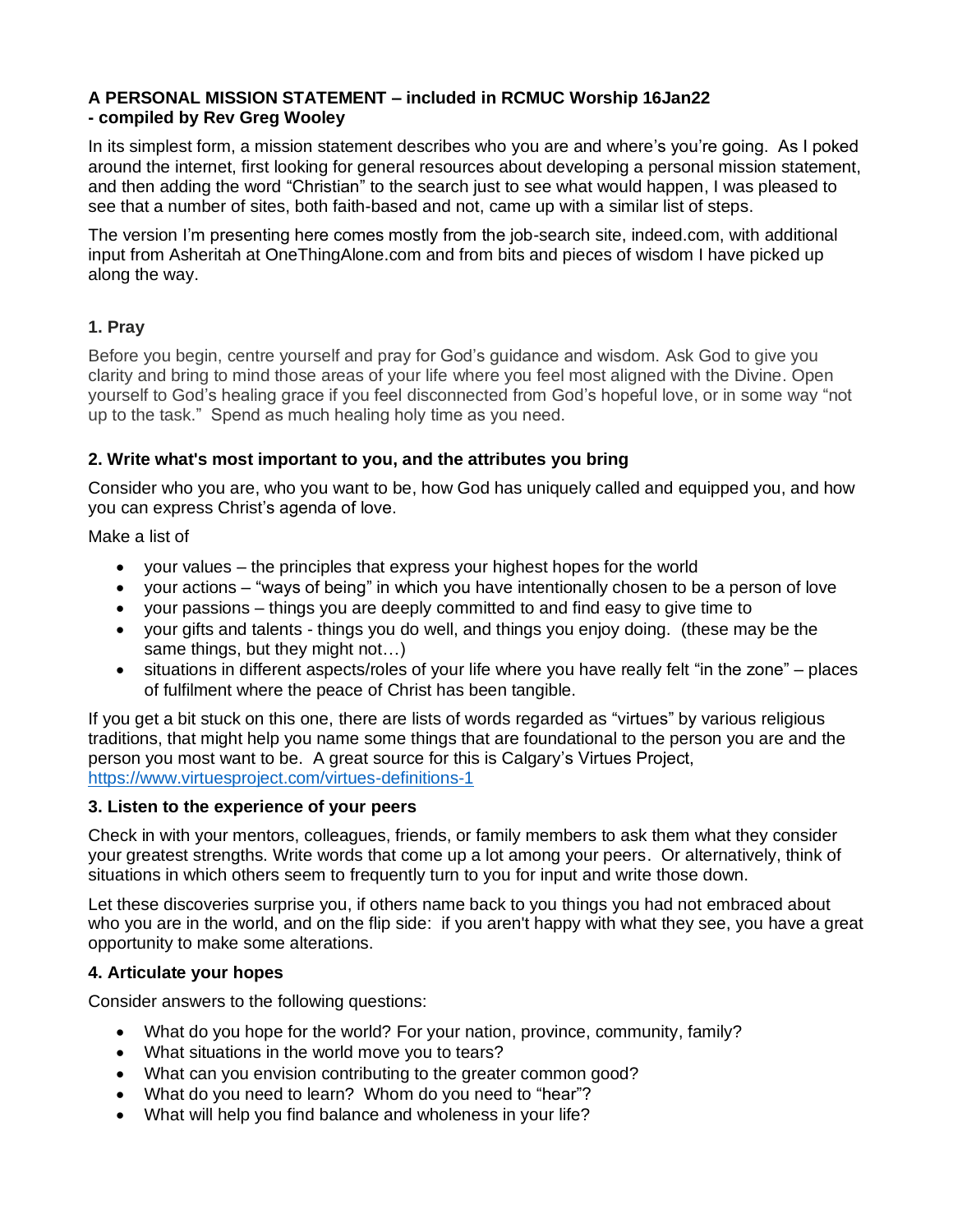**A PERSONAL MISSION STATEMENT – included in RCMUC Worship 16Jan22**
**- compiled by Rev Greg Wooley**

In its simplest form, a mission statement describes who you are and where's you're going. As I poked around the internet, first looking for general resources about developing a personal mission statement, and then adding the word "Christian" to the search just to see what would happen, I was pleased to see that a number of sites, both faith-based and not, came up with a similar list of steps.

The version I'm presenting here comes mostly from the job-search site, indeed.com, with additional input from Asheritah at OneThingAlone.com and from bits and pieces of wisdom I have picked up along the way.

### 1. Pray

Before you begin, centre yourself and pray for God's guidance and wisdom. Ask God to give you clarity and bring to mind those areas of your life where you feel most aligned with the Divine. Open yourself to God's healing grace if you feel disconnected from God's hopeful love, or in some way "not up to the task." Spend as much healing holy time as you need.

### 2. Write what's most important to you, and the attributes you bring

Consider who you are, who you want to be, how God has uniquely called and equipped you, and how you can express Christ's agenda of love.

Make a list of

- your values – the principles that express your highest hopes for the world
- your actions – "ways of being" in which you have intentionally chosen to be a person of love
- your passions – things you are deeply committed to and find easy to give time to
- your gifts and talents - things you do well, and things you enjoy doing. (these may be the same things, but they might not…)
- situations in different aspects/roles of your life where you have really felt "in the zone" – places of fulfilment where the peace of Christ has been tangible.

If you get a bit stuck on this one, there are lists of words regarded as "virtues" by various religious traditions, that might help you name some things that are foundational to the person you are and the person you most want to be. A great source for this is Calgary's Virtues Project, https://www.virtuesproject.com/virtues-definitions-1

### 3. Listen to the experience of your peers

Check in with your mentors, colleagues, friends, or family members to ask them what they consider your greatest strengths. Write words that come up a lot among your peers. Or alternatively, think of situations in which others seem to frequently turn to you for input and write those down.

Let these discoveries surprise you, if others name back to you things you had not embraced about who you are in the world, and on the flip side: if you aren't happy with what they see, you have a great opportunity to make some alterations.

### 4. Articulate your hopes

Consider answers to the following questions:

- What do you hope for the world? For your nation, province, community, family?
- What situations in the world move you to tears?
- What can you envision contributing to the greater common good?
- What do you need to learn? Whom do you need to "hear"?
- What will help you find balance and wholeness in your life?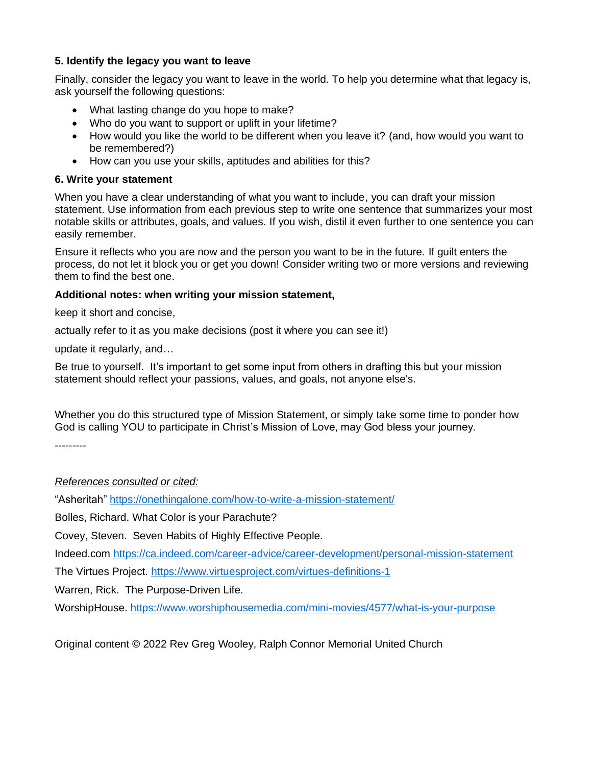**5. Identify the legacy you want to leave**

Finally, consider the legacy you want to leave in the world. To help you determine what that legacy is, ask yourself the following questions:

- What lasting change do you hope to make?
- Who do you want to support or uplift in your lifetime?
- How would you like the world to be different when you leave it? (and, how would you want to be remembered?)
- How can you use your skills, aptitudes and abilities for this?

**6. Write your statement**

When you have a clear understanding of what you want to include, you can draft your mission statement. Use information from each previous step to write one sentence that summarizes your most notable skills or attributes, goals, and values. If you wish, distil it even further to one sentence you can easily remember.

Ensure it reflects who you are now and the person you want to be in the future. If guilt enters the process, do not let it block you or get you down! Consider writing two or more versions and reviewing them to find the best one.

**Additional notes: when writing your mission statement,**

keep it short and concise,

actually refer to it as you make decisions (post it where you can see it!)

update it regularly, and…

Be true to yourself. It's important to get some input from others in drafting this but your mission statement should reflect your passions, values, and goals, not anyone else's.

Whether you do this structured type of Mission Statement, or simply take some time to ponder how God is calling YOU to participate in Christ's Mission of Love, may God bless your journey.

---------

*References consulted or cited:*

"Asheritah" https://onethingalone.com/how-to-write-a-mission-statement/

Bolles, Richard. What Color is your Parachute?

Covey, Steven. Seven Habits of Highly Effective People.

Indeed.com https://ca.indeed.com/career-advice/career-development/personal-mission-statement

The Virtues Project. https://www.virtuesproject.com/virtues-definitions-1

Warren, Rick. The Purpose-Driven Life.

WorshipHouse. https://www.worshiphousemedia.com/mini-movies/4577/what-is-your-purpose

Original content © 2022 Rev Greg Wooley, Ralph Connor Memorial United Church